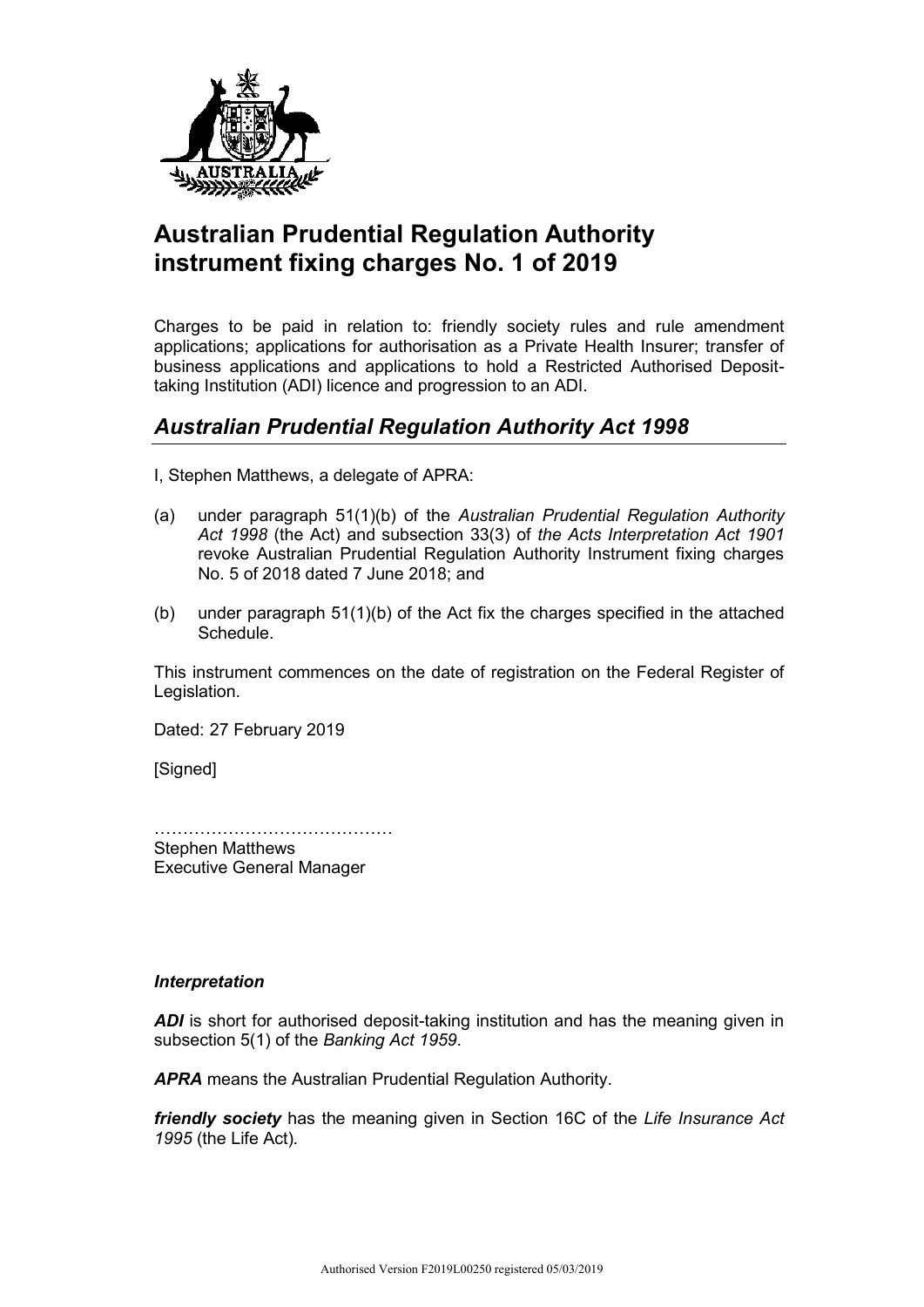# Australian Prudential Regulation Authority instrument fixing charges No. 1 of 2019

Charges to be paid in relation to: friendly society rules and rule amendment applications; applications for authorisation as a Private Health Insurer; transfer of business applications and applications to hold a Restricted Authorised Deposit-taking Institution (ADI) licence and progression to an ADI.

## *Australian Prudential Regulation Authority Act 1998*

I, Stephen Matthews, a delegate of APRA:

(a) under paragraph 51(1)(b) of the *Australian Prudential Regulation Authority Act 1998* (the Act) and subsection 33(3) of *the Acts Interpretation Act 1901* revoke Australian Prudential Regulation Authority Instrument fixing charges No. 5 of 2018 dated 7 June 2018; and

(b) under paragraph 51(1)(b) of the Act fix the charges specified in the attached Schedule.

This instrument commences on the date of registration on the Federal Register of Legislation.

Dated: 27 February 2019

[Signed]

……………………………………
Stephen Matthews
Executive General Manager

### *Interpretation*

***ADI*** is short for authorised deposit-taking institution and has the meaning given in subsection 5(1) of the *Banking Act 1959*.

***APRA*** means the Australian Prudential Regulation Authority.

***friendly society*** has the meaning given in Section 16C of the *Life Insurance Act 1995* (the Life Act).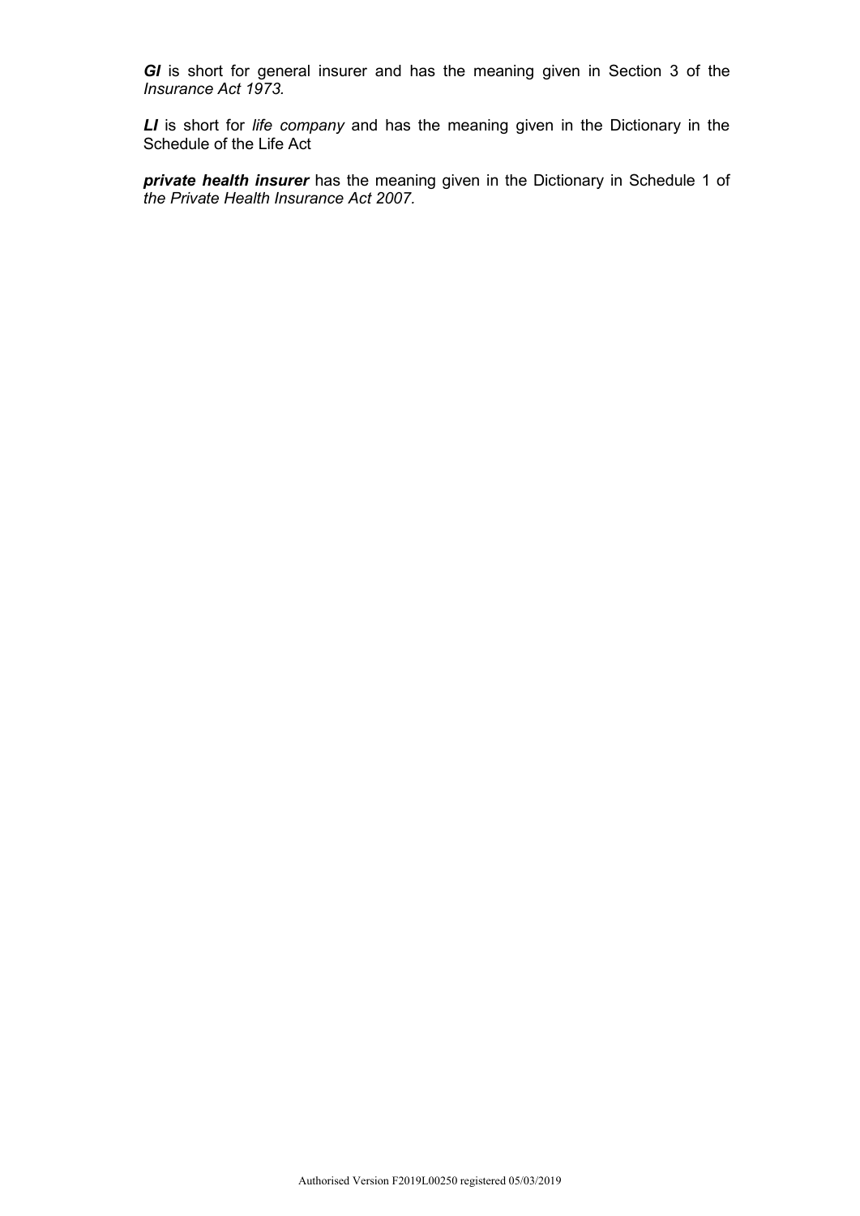***GI*** is short for general insurer and has the meaning given in Section 3 of the *Insurance Act 1973.*

***LI*** is short for *life company* and has the meaning given in the Dictionary in the Schedule of the Life Act

***private health insurer*** has the meaning given in the Dictionary in Schedule 1 of *the Private Health Insurance Act 2007.*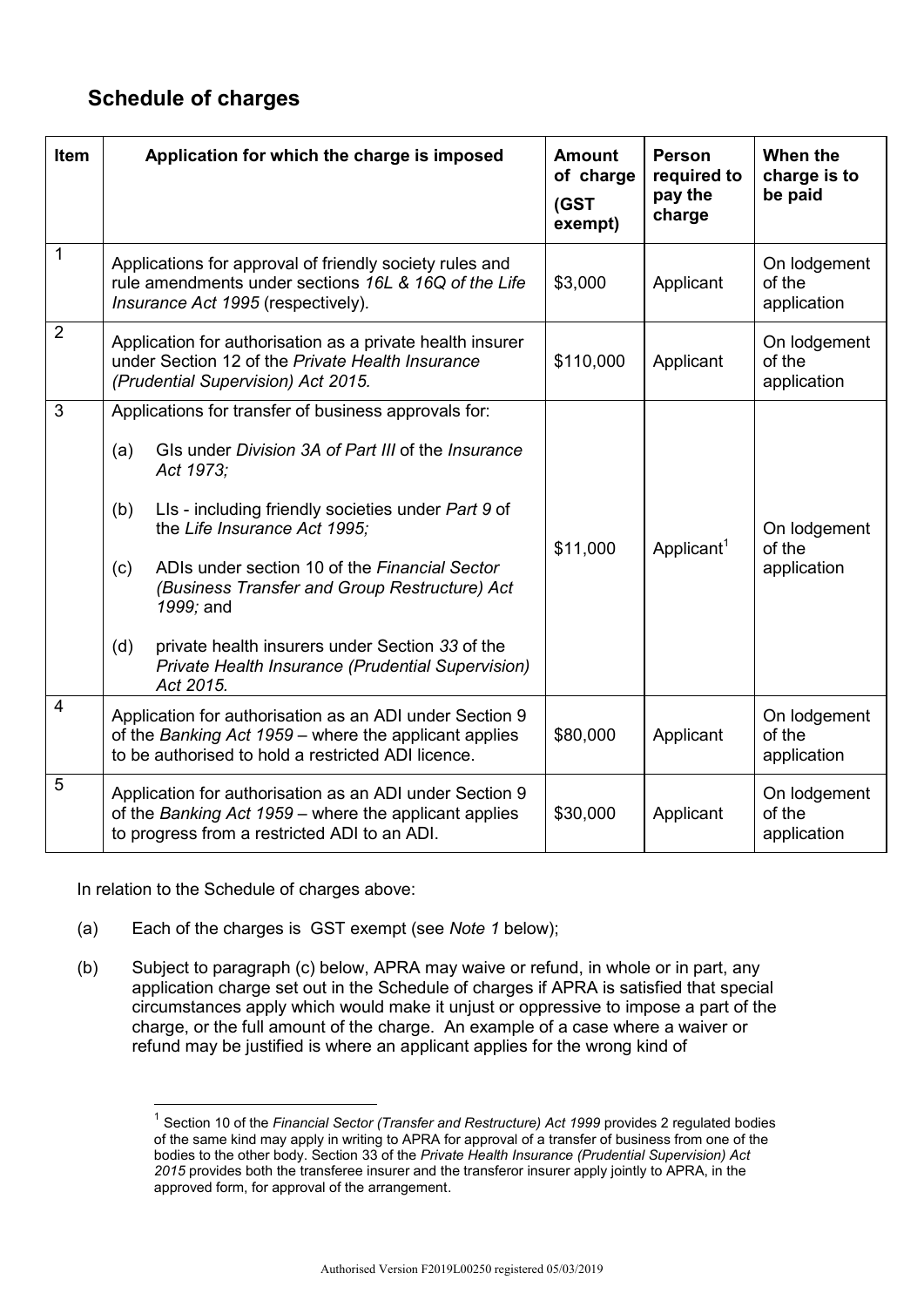## Schedule of charges

| Item | Application for which the charge is imposed | Amount of charge (GST exempt) | Person required to pay the charge | When the charge is to be paid |
|---|---|---|---|---|
| 1 | Applications for approval of friendly society rules and rule amendments under sections *16L & 16Q of the Life Insurance Act 1995* (respectively). | $3,000 | Applicant | On lodgement of the application |
| 2 | Application for authorisation as a private health insurer under Section 12 of the *Private Health Insurance (Prudential Supervision) Act 2015.* | $110,000 | Applicant | On lodgement of the application |
| 3 | Applications for transfer of business approvals for:<br>(a) GIs under *Division 3A of Part III* of the *Insurance Act 1973;*<br>(b) LIs - including friendly societies under *Part 9* of the *Life Insurance Act 1995;*<br>(c) ADIs under section 10 of the *Financial Sector (Business Transfer and Group Restructure) Act 1999;* and<br>(d) private health insurers under Section *33* of the *Private Health Insurance (Prudential Supervision) Act 2015.* | $11,000 | Applicant[1] | On lodgement of the application |
| 4 | Application for authorisation as an ADI under Section 9 of the *Banking Act 1959* – where the applicant applies to be authorised to hold a restricted ADI licence. | $80,000 | Applicant | On lodgement of the application |
| 5 | Application for authorisation as an ADI under Section 9 of the *Banking Act 1959* – where the applicant applies to progress from a restricted ADI to an ADI. | $30,000 | Applicant | On lodgement of the application |

In relation to the Schedule of charges above:

(a) Each of the charges is GST exempt (see *Note 1* below);

(b) Subject to paragraph (c) below, APRA may waive or refund, in whole or in part, any application charge set out in the Schedule of charges if APRA is satisfied that special circumstances apply which would make it unjust or oppressive to impose a part of the charge, or the full amount of the charge. An example of a case where a waiver or refund may be justified is where an applicant applies for the wrong kind of

[1] Section 10 of the *Financial Sector (Transfer and Restructure) Act 1999* provides 2 regulated bodies of the same kind may apply in writing to APRA for approval of a transfer of business from one of the bodies to the other body. Section 33 of the *Private Health Insurance (Prudential Supervision) Act 2015* provides both the transferee insurer and the transferor insurer apply jointly to APRA, in the approved form, for approval of the arrangement.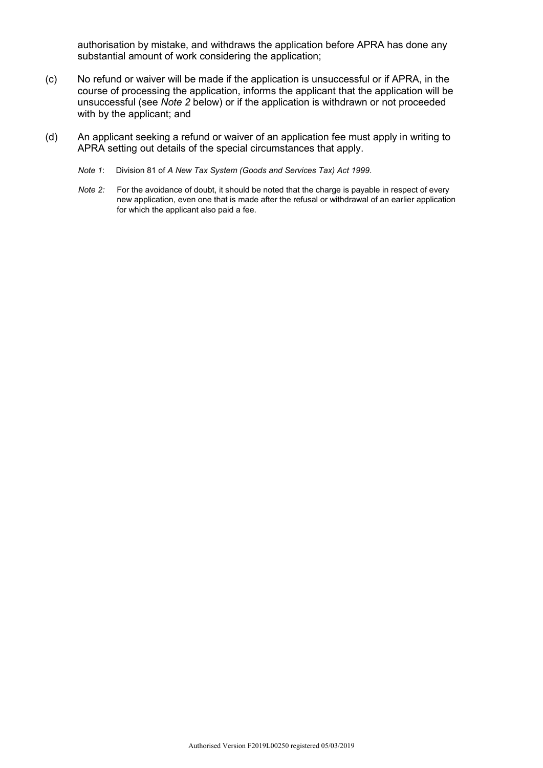authorisation by mistake, and withdraws the application before APRA has done any substantial amount of work considering the application;

(c) No refund or waiver will be made if the application is unsuccessful or if APRA, in the course of processing the application, informs the applicant that the application will be unsuccessful (see *Note 2* below) or if the application is withdrawn or not proceeded with by the applicant; and

(d) An applicant seeking a refund or waiver of an application fee must apply in writing to APRA setting out details of the special circumstances that apply.

*Note 1*: Division 81 of *A New Tax System (Goods and Services Tax) Act 1999*.

*Note 2:* For the avoidance of doubt, it should be noted that the charge is payable in respect of every new application, even one that is made after the refusal or withdrawal of an earlier application for which the applicant also paid a fee.